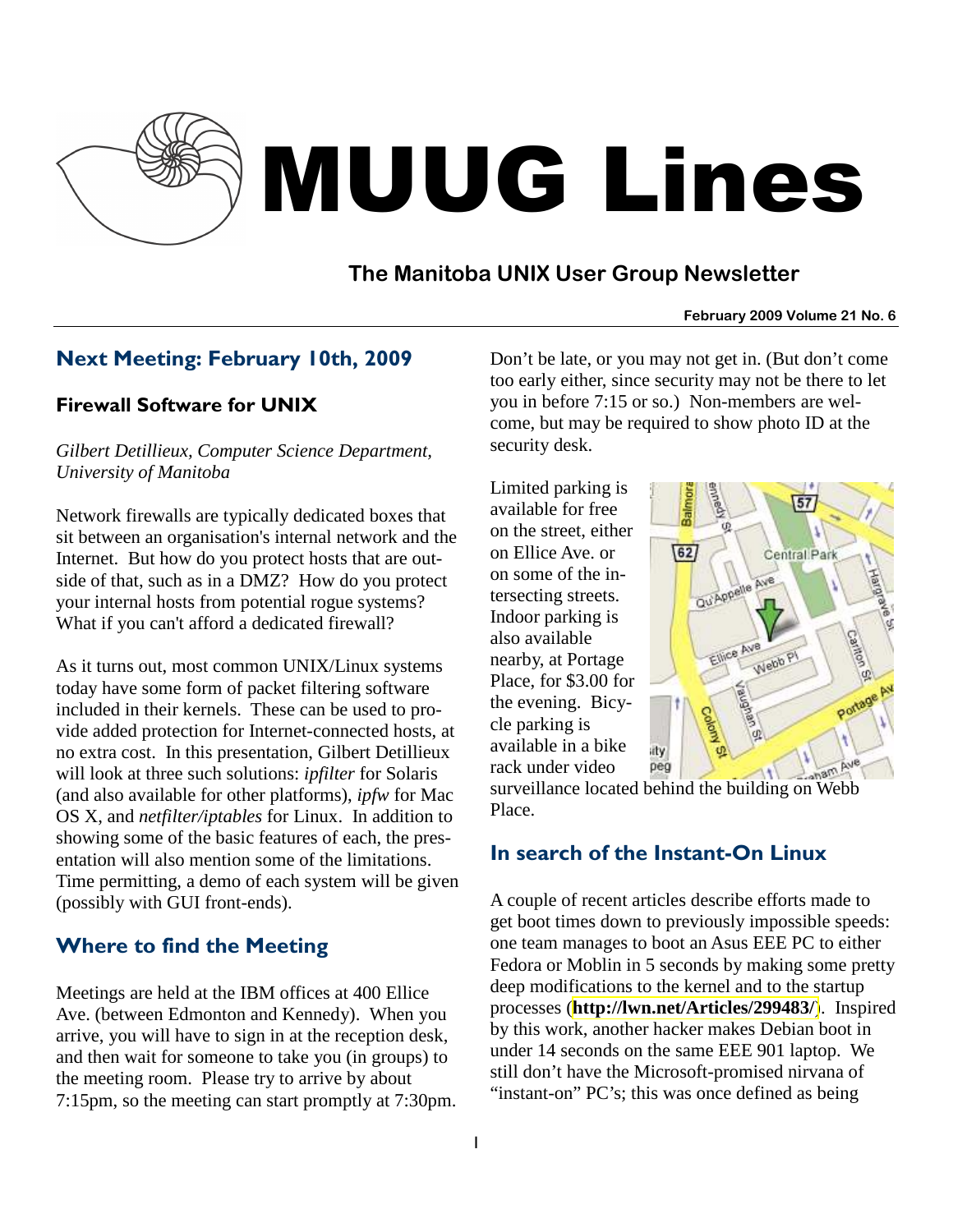# MUUG Lines

## The Manitoba UNIX User Group Newsletter

**February 2009 Volume 21 No. 6**

## Next Meeting: February 10th, 2009

### Firewall Software for UNIX

*Gilbert Detillieux, Computer Science Department, University of Manitoba*

Network firewalls are typically dedicated boxes that sit between an organisation's internal network and the Internet. But how do you protect hosts that are outside of that, such as in a DMZ? How do you protect your internal hosts from potential rogue systems? What if you can't afford a dedicated firewall?

As it turns out, most common UNIX/Linux systems today have some form of packet filtering software included in their kernels. These can be used to provide added protection for Internet-connected hosts, at no extra cost. In this presentation, Gilbert Detillieux will look at three such solutions: *ipfilter* for Solaris (and also available for other platforms), *ipfw* for Mac OS X, and *netfilter/iptables* for Linux. In addition to showing some of the basic features of each, the presentation will also mention some of the limitations. Time permitting, a demo of each system will be given (possibly with GUI front-ends).

## Where to find the Meeting

Meetings are held at the IBM offices at 400 Ellice Ave. (between Edmonton and Kennedy). When you arrive, you will have to sign in at the reception desk, and then wait for someone to take you (in groups) to the meeting room. Please try to arrive by about 7:15pm, so the meeting can start promptly at 7:30pm. Don't be late, or you may not get in. (But don't come too early either, since security may not be there to let you in before 7:15 or so.) Non-members are welcome, but may be required to show photo ID at the security desk.

Limited parking is available for free on the street, either on Ellice Ave. or on some of the intersecting streets. Indoor parking is also available nearby, at Portage Place, for $3.00 for the evening. Bicycle parking is available in a bike rack under video surveillance located behind the building on Webb Place.

## In search of the Instant-On Linux

A couple of recent articles describe efforts made to get boot times down to previously impossible speeds: one team manages to boot an Asus EEE PC to either Fedora or Moblin in 5 seconds by making some pretty deep modifications to the kernel and to the startup processes (**http://lwn.net/Articles/299483/**). Inspired by this work, another hacker makes Debian boot in under 14 seconds on the same EEE 901 laptop. We still don't have the Microsoft-promised nirvana of "instant-on" PC's; this was once defined as being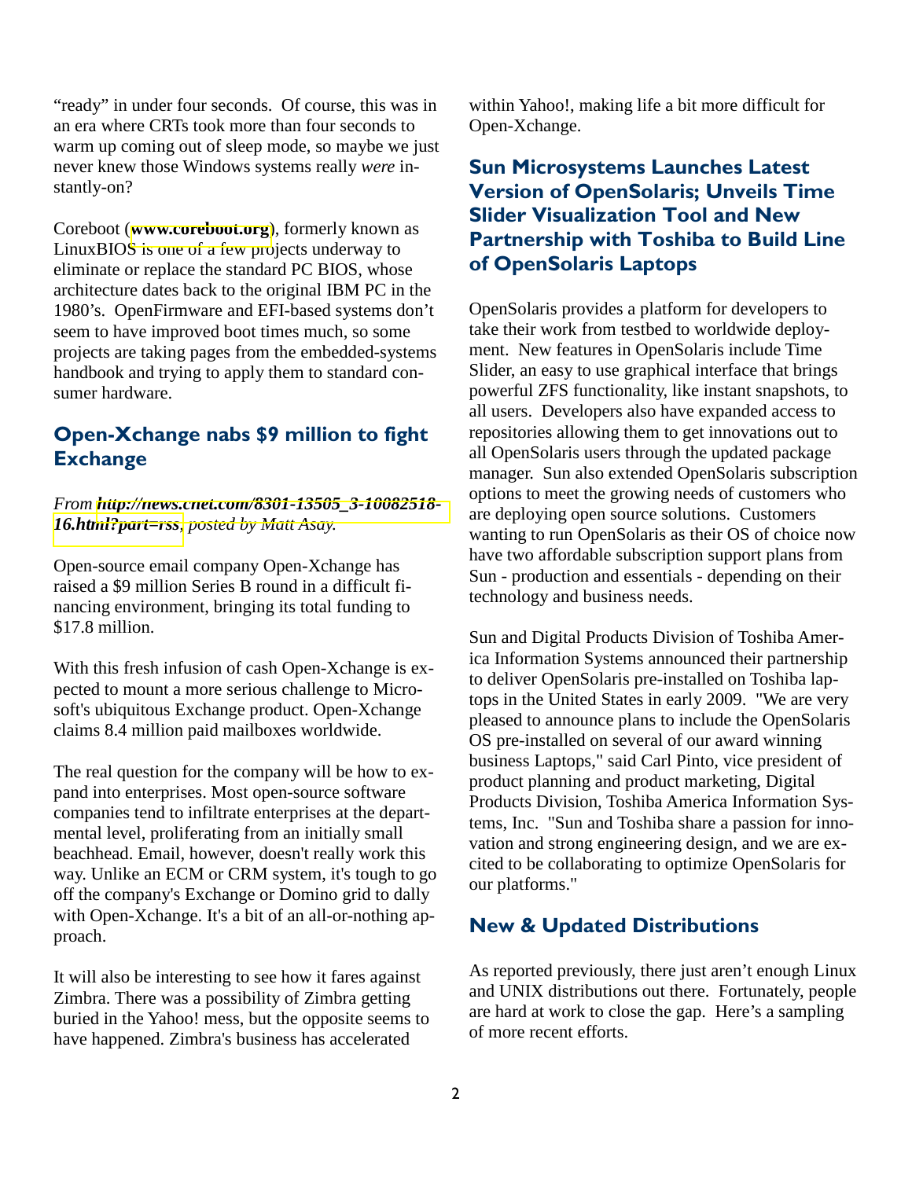"ready" in under four seconds. Of course, this was in an era where CRTs took more than four seconds to warm up coming out of sleep mode, so maybe we just never knew those Windows systems really *were* instantly-on?

Coreboot (**www.coreboot.org**), formerly known as LinuxBIOS is one of a few projects underway to eliminate or replace the standard PC BIOS, whose architecture dates back to the original IBM PC in the 1980's. OpenFirmware and EFI-based systems don't seem to have improved boot times much, so some projects are taking pages from the embedded-systems handbook and trying to apply them to standard consumer hardware.

## Open-Xchange nabs $9 million to fight Exchange

*From **http://news.cnet.com/8301-13505_3-10082518-16.html?part=rss**, posted by Matt Asay.*

Open-source email company Open-Xchange has raised a $9 million Series B round in a difficult financing environment, bringing its total funding to $17.8 million.

With this fresh infusion of cash Open-Xchange is expected to mount a more serious challenge to Microsoft's ubiquitous Exchange product. Open-Xchange claims 8.4 million paid mailboxes worldwide.

The real question for the company will be how to expand into enterprises. Most open-source software companies tend to infiltrate enterprises at the departmental level, proliferating from an initially small beachhead. Email, however, doesn't really work this way. Unlike an ECM or CRM system, it's tough to go off the company's Exchange or Domino grid to dally with Open-Xchange. It's a bit of an all-or-nothing approach.

It will also be interesting to see how it fares against Zimbra. There was a possibility of Zimbra getting buried in the Yahoo! mess, but the opposite seems to have happened. Zimbra's business has accelerated within Yahoo!, making life a bit more difficult for Open-Xchange.

## Sun Microsystems Launches Latest Version of OpenSolaris; Unveils Time Slider Visualization Tool and New Partnership with Toshiba to Build Line of OpenSolaris Laptops

OpenSolaris provides a platform for developers to take their work from testbed to worldwide deployment. New features in OpenSolaris include Time Slider, an easy to use graphical interface that brings powerful ZFS functionality, like instant snapshots, to all users. Developers also have expanded access to repositories allowing them to get innovations out to all OpenSolaris users through the updated package manager. Sun also extended OpenSolaris subscription options to meet the growing needs of customers who are deploying open source solutions. Customers wanting to run OpenSolaris as their OS of choice now have two affordable subscription support plans from Sun - production and essentials - depending on their technology and business needs.

Sun and Digital Products Division of Toshiba America Information Systems announced their partnership to deliver OpenSolaris pre-installed on Toshiba laptops in the United States in early 2009. "We are very pleased to announce plans to include the OpenSolaris OS pre-installed on several of our award winning business Laptops," said Carl Pinto, vice president of product planning and product marketing, Digital Products Division, Toshiba America Information Systems, Inc. "Sun and Toshiba share a passion for innovation and strong engineering design, and we are excited to be collaborating to optimize OpenSolaris for our platforms."

## New & Updated Distributions

As reported previously, there just aren't enough Linux and UNIX distributions out there. Fortunately, people are hard at work to close the gap. Here's a sampling of more recent efforts.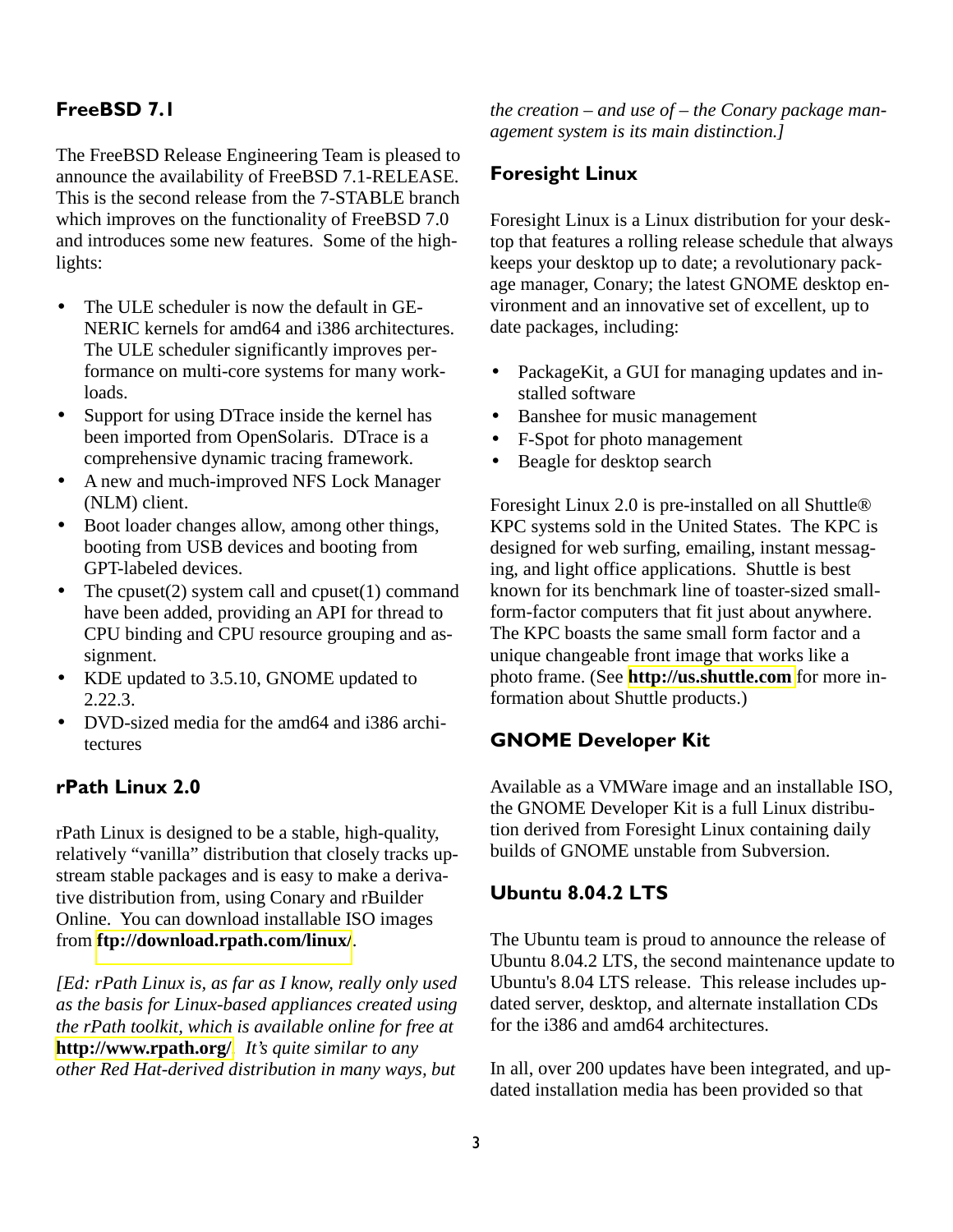## FreeBSD 7.1

The FreeBSD Release Engineering Team is pleased to announce the availability of FreeBSD 7.1-RELEASE. This is the second release from the 7-STABLE branch which improves on the functionality of FreeBSD 7.0 and introduces some new features. Some of the highlights:

- The ULE scheduler is now the default in GENERIC kernels for amd64 and i386 architectures. The ULE scheduler significantly improves performance on multi-core systems for many workloads.
- Support for using DTrace inside the kernel has been imported from OpenSolaris. DTrace is a comprehensive dynamic tracing framework.
- A new and much-improved NFS Lock Manager (NLM) client.
- Boot loader changes allow, among other things, booting from USB devices and booting from GPT-labeled devices.
- The cpuset(2) system call and cpuset(1) command have been added, providing an API for thread to CPU binding and CPU resource grouping and assignment.
- KDE updated to 3.5.10, GNOME updated to 2.22.3.
- DVD-sized media for the amd64 and i386 architectures

## rPath Linux 2.0

rPath Linux is designed to be a stable, high-quality, relatively "vanilla" distribution that closely tracks upstream stable packages and is easy to make a derivative distribution from, using Conary and rBuilder Online. You can download installable ISO images from **ftp://download.rpath.com/linux/**.

*[Ed: rPath Linux is, as far as I know, really only used as the basis for Linux-based appliances created using the rPath toolkit, which is available online for free at* **http://www.rpath.org/**. *It's quite similar to any other Red Hat-derived distribution in many ways, but the creation – and use of – the Conary package management system is its main distinction.]*

## Foresight Linux

Foresight Linux is a Linux distribution for your desktop that features a rolling release schedule that always keeps your desktop up to date; a revolutionary package manager, Conary; the latest GNOME desktop environment and an innovative set of excellent, up to date packages, including:

- PackageKit, a GUI for managing updates and installed software
- Banshee for music management
- F-Spot for photo management
- Beagle for desktop search

Foresight Linux 2.0 is pre-installed on all Shuttle® KPC systems sold in the United States. The KPC is designed for web surfing, emailing, instant messaging, and light office applications. Shuttle is best known for its benchmark line of toaster-sized small-form-factor computers that fit just about anywhere. The KPC boasts the same small form factor and a unique changeable front image that works like a photo frame. (See **http://us.shuttle.com** for more information about Shuttle products.)

## GNOME Developer Kit

Available as a VMWare image and an installable ISO, the GNOME Developer Kit is a full Linux distribution derived from Foresight Linux containing daily builds of GNOME unstable from Subversion.

## Ubuntu 8.04.2 LTS

The Ubuntu team is proud to announce the release of Ubuntu 8.04.2 LTS, the second maintenance update to Ubuntu's 8.04 LTS release. This release includes updated server, desktop, and alternate installation CDs for the i386 and amd64 architectures.

In all, over 200 updates have been integrated, and updated installation media has been provided so that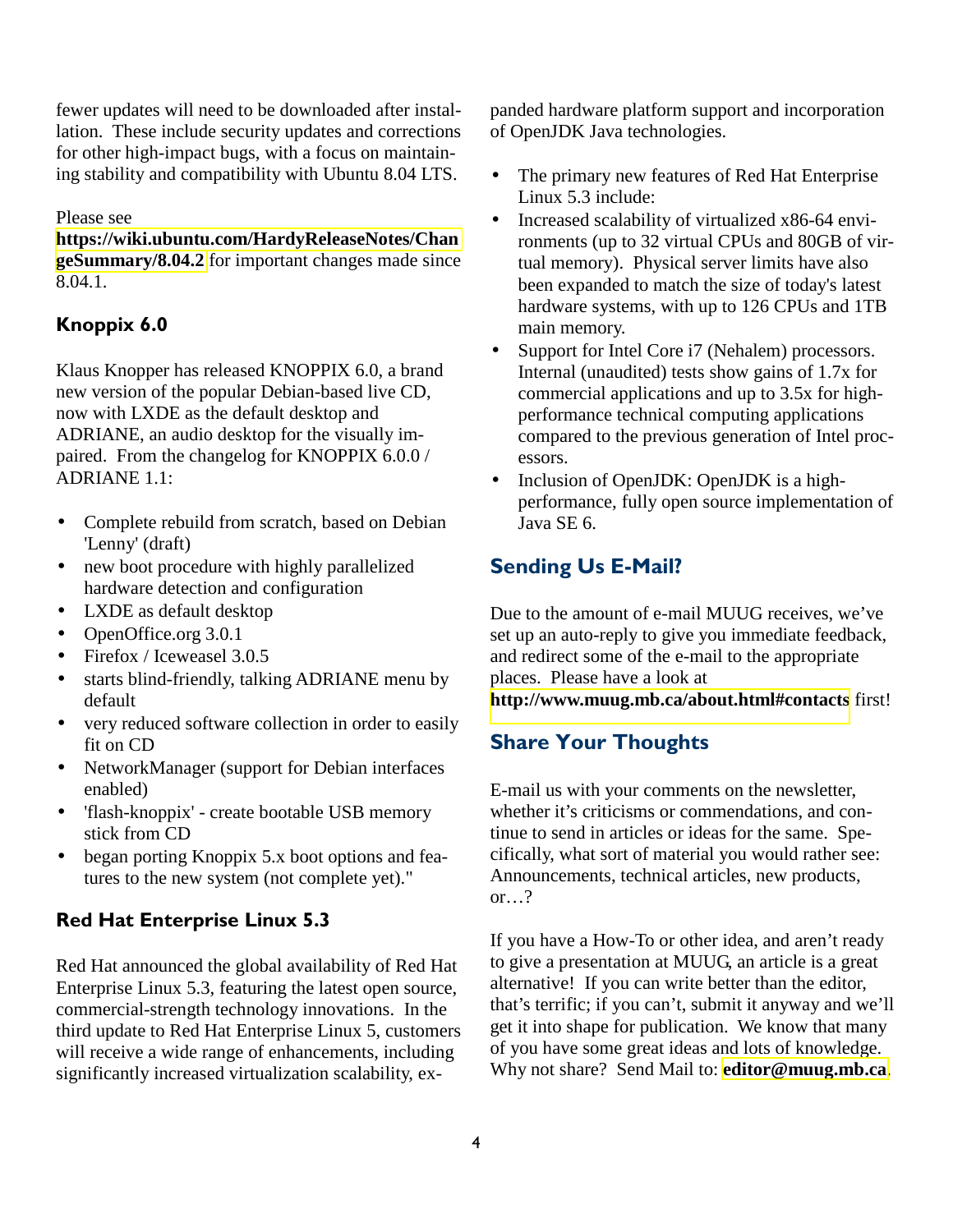fewer updates will need to be downloaded after installation. These include security updates and corrections for other high-impact bugs, with a focus on maintaining stability and compatibility with Ubuntu 8.04 LTS.

Please see **https://wiki.ubuntu.com/HardyReleaseNotes/ChangeSummary/8.04.2** for important changes made since 8.04.1.

### Knoppix 6.0

Klaus Knopper has released KNOPPIX 6.0, a brand new version of the popular Debian-based live CD, now with LXDE as the default desktop and ADRIANE, an audio desktop for the visually impaired. From the changelog for KNOPPIX 6.0.0 / ADRIANE 1.1:

- Complete rebuild from scratch, based on Debian 'Lenny' (draft)
- new boot procedure with highly parallelized hardware detection and configuration
- LXDE as default desktop
- OpenOffice.org 3.0.1
- Firefox / Iceweasel 3.0.5
- starts blind-friendly, talking ADRIANE menu by default
- very reduced software collection in order to easily fit on CD
- NetworkManager (support for Debian interfaces enabled)
- 'flash-knoppix' - create bootable USB memory stick from CD
- began porting Knoppix 5.x boot options and features to the new system (not complete yet)."

### Red Hat Enterprise Linux 5.3

Red Hat announced the global availability of Red Hat Enterprise Linux 5.3, featuring the latest open source, commercial-strength technology innovations. In the third update to Red Hat Enterprise Linux 5, customers will receive a wide range of enhancements, including significantly increased virtualization scalability, expanded hardware platform support and incorporation of OpenJDK Java technologies.

- The primary new features of Red Hat Enterprise Linux 5.3 include:
- Increased scalability of virtualized x86-64 environments (up to 32 virtual CPUs and 80GB of virtual memory). Physical server limits have also been expanded to match the size of today's latest hardware systems, with up to 126 CPUs and 1TB main memory.
- Support for Intel Core i7 (Nehalem) processors. Internal (unaudited) tests show gains of 1.7x for commercial applications and up to 3.5x for high-performance technical computing applications compared to the previous generation of Intel processors.
- Inclusion of OpenJDK: OpenJDK is a high-performance, fully open source implementation of Java SE 6.

## Sending Us E-Mail?

Due to the amount of e-mail MUUG receives, we've set up an auto-reply to give you immediate feedback, and redirect some of the e-mail to the appropriate places. Please have a look at **http://www.muug.mb.ca/about.html#contacts** first!

## Share Your Thoughts

E-mail us with your comments on the newsletter, whether it's criticisms or commendations, and continue to send in articles or ideas for the same. Specifically, what sort of material you would rather see: Announcements, technical articles, new products, or…?

If you have a How-To or other idea, and aren't ready to give a presentation at MUUG, an article is a great alternative! If you can write better than the editor, that's terrific; if you can't, submit it anyway and we'll get it into shape for publication. We know that many of you have some great ideas and lots of knowledge. Why not share? Send Mail to: **editor@muug.mb.ca**.